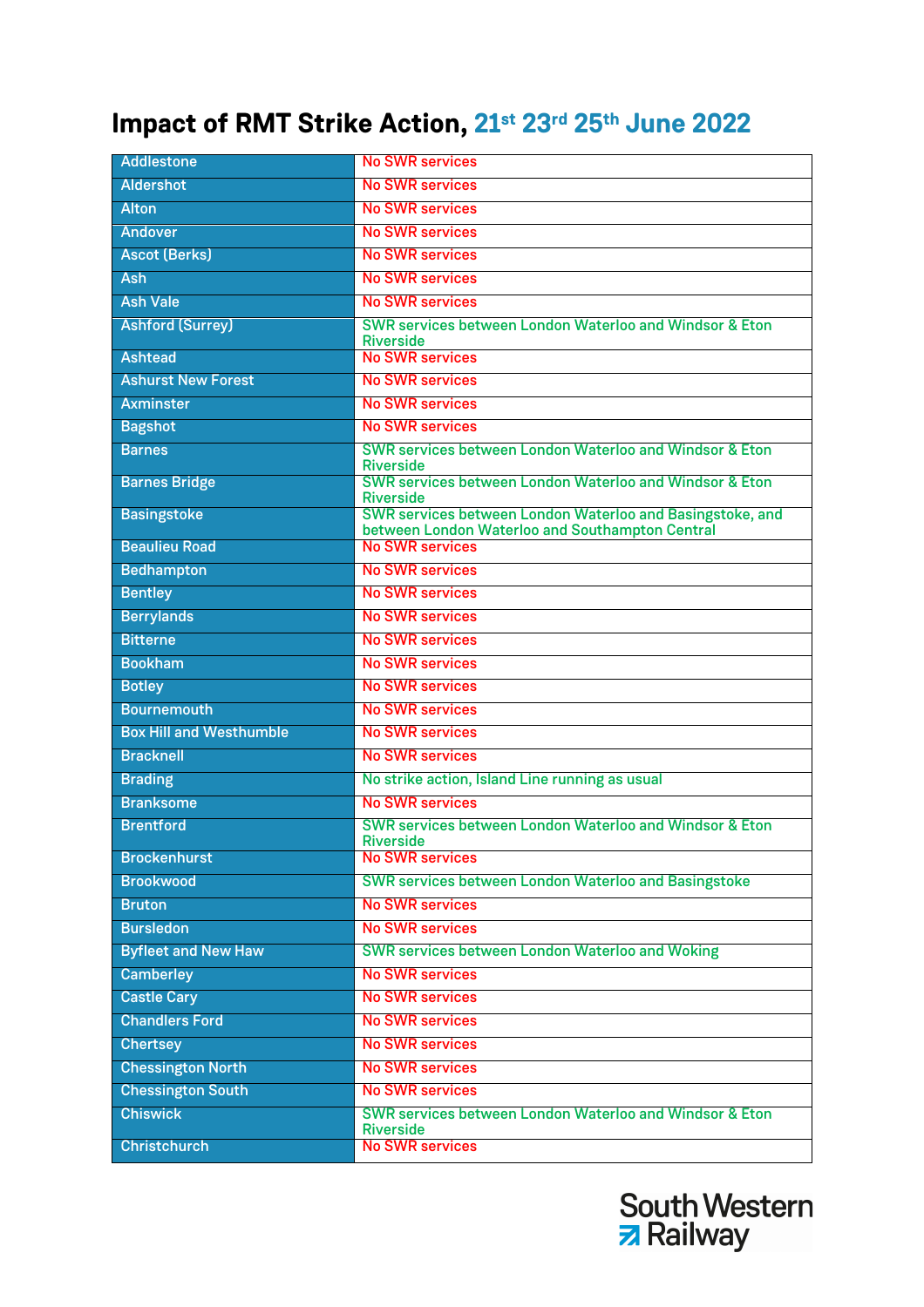# Impact of RMT Strike Action, 21st 23rd 25th June 2022

| | |
|---|---|
| Addlestone | No SWR services |
| Aldershot | No SWR services |
| Alton | No SWR services |
| Andover | No SWR services |
| Ascot (Berks) | No SWR services |
| Ash | No SWR services |
| Ash Vale | No SWR services |
| Ashford (Surrey) | SWR services between London Waterloo and Windsor & Eton Riverside |
| Ashtead | No SWR services |
| Ashurst New Forest | No SWR services |
| Axminster | No SWR services |
| Bagshot | No SWR services |
| Barnes | SWR services between London Waterloo and Windsor & Eton Riverside |
| Barnes Bridge | SWR services between London Waterloo and Windsor & Eton Riverside |
| Basingstoke | SWR services between London Waterloo and Basingstoke, and between London Waterloo and Southampton Central |
| Beaulieu Road | No SWR services |
| Bedhampton | No SWR services |
| Bentley | No SWR services |
| Berrylands | No SWR services |
| Bitterne | No SWR services |
| Bookham | No SWR services |
| Botley | No SWR services |
| Bournemouth | No SWR services |
| Box Hill and Westhumble | No SWR services |
| Bracknell | No SWR services |
| Brading | No strike action, Island Line running as usual |
| Branksome | No SWR services |
| Brentford | SWR services between London Waterloo and Windsor & Eton Riverside |
| Brockenhurst | No SWR services |
| Brookwood | SWR services between London Waterloo and Basingstoke |
| Bruton | No SWR services |
| Bursledon | No SWR services |
| Byfleet and New Haw | SWR services between London Waterloo and Woking |
| Camberley | No SWR services |
| Castle Cary | No SWR services |
| Chandlers Ford | No SWR services |
| Chertsey | No SWR services |
| Chessington North | No SWR services |
| Chessington South | No SWR services |
| Chiswick | SWR services between London Waterloo and Windsor & Eton Riverside |
| Christchurch | No SWR services |

South Western Railway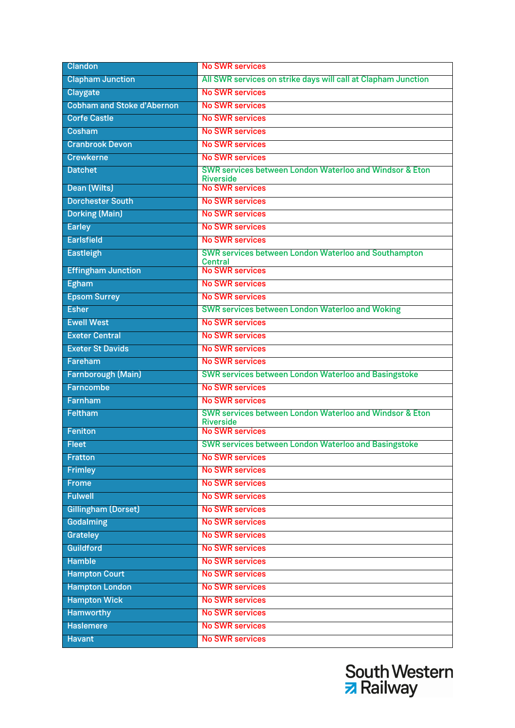| Clandon | No SWR services |
|---|---|
| Clapham Junction | All SWR services on strike days will call at Clapham Junction |
| Claygate | No SWR services |
| Cobham and Stoke d'Abernon | No SWR services |
| Corfe Castle | No SWR services |
| Cosham | No SWR services |
| Cranbrook Devon | No SWR services |
| Crewkerne | No SWR services |
| Datchet | SWR services between London Waterloo and Windsor & Eton Riverside |
| Dean (Wilts) | No SWR services |
| Dorchester South | No SWR services |
| Dorking (Main) | No SWR services |
| Earley | No SWR services |
| Earlsfield | No SWR services |
| Eastleigh | SWR services between London Waterloo and Southampton Central |
| Effingham Junction | No SWR services |
| Egham | No SWR services |
| Epsom Surrey | No SWR services |
| Esher | SWR services between London Waterloo and Woking |
| Ewell West | No SWR services |
| Exeter Central | No SWR services |
| Exeter St Davids | No SWR services |
| Fareham | No SWR services |
| Farnborough (Main) | SWR services between London Waterloo and Basingstoke |
| Farncombe | No SWR services |
| Farnham | No SWR services |
| Feltham | SWR services between London Waterloo and Windsor & Eton Riverside |
| Feniton | No SWR services |
| Fleet | SWR services between London Waterloo and Basingstoke |
| Fratton | No SWR services |
| Frimley | No SWR services |
| Frome | No SWR services |
| Fulwell | No SWR services |
| Gillingham (Dorset) | No SWR services |
| Godalming | No SWR services |
| Grateley | No SWR services |
| Guildford | No SWR services |
| Hamble | No SWR services |
| Hampton Court | No SWR services |
| Hampton London | No SWR services |
| Hampton Wick | No SWR services |
| Hamworthy | No SWR services |
| Haslemere | No SWR services |
| Havant | No SWR services |

South Western Railway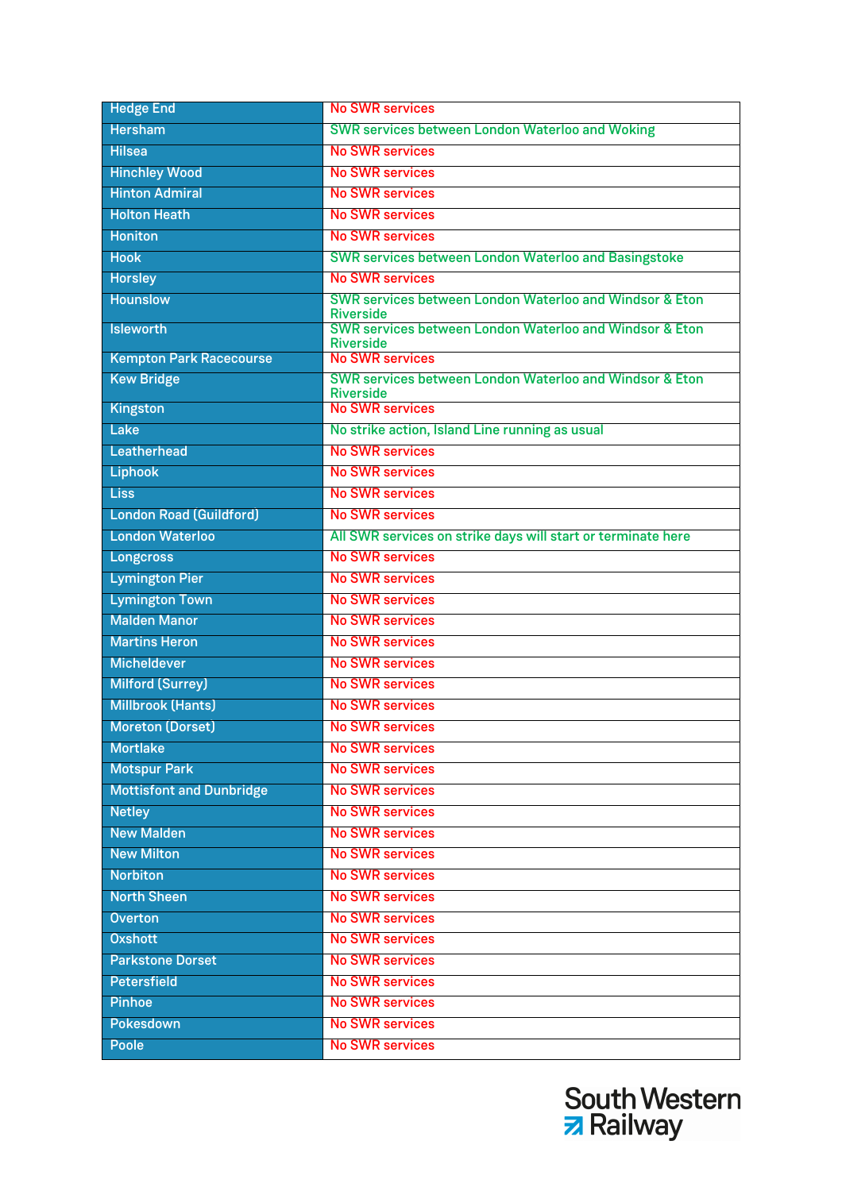| Hedge End | No SWR services |
|---|---|
| Hersham | SWR services between London Waterloo and Woking |
| Hilsea | No SWR services |
| Hinchley Wood | No SWR services |
| Hinton Admiral | No SWR services |
| Holton Heath | No SWR services |
| Honiton | No SWR services |
| Hook | SWR services between London Waterloo and Basingstoke |
| Horsley | No SWR services |
| Hounslow | SWR services between London Waterloo and Windsor & Eton Riverside |
| Isleworth | SWR services between London Waterloo and Windsor & Eton Riverside |
| Kempton Park Racecourse | No SWR services |
| Kew Bridge | SWR services between London Waterloo and Windsor & Eton Riverside |
| Kingston | No SWR services |
| Lake | No strike action, Island Line running as usual |
| Leatherhead | No SWR services |
| Liphook | No SWR services |
| Liss | No SWR services |
| London Road (Guildford) | No SWR services |
| London Waterloo | All SWR services on strike days will start or terminate here |
| Longcross | No SWR services |
| Lymington Pier | No SWR services |
| Lymington Town | No SWR services |
| Malden Manor | No SWR services |
| Martins Heron | No SWR services |
| Micheldever | No SWR services |
| Milford (Surrey) | No SWR services |
| Millbrook (Hants) | No SWR services |
| Moreton (Dorset) | No SWR services |
| Mortlake | No SWR services |
| Motspur Park | No SWR services |
| Mottisfont and Dunbridge | No SWR services |
| Netley | No SWR services |
| New Malden | No SWR services |
| New Milton | No SWR services |
| Norbiton | No SWR services |
| North Sheen | No SWR services |
| Overton | No SWR services |
| Oxshott | No SWR services |
| Parkstone Dorset | No SWR services |
| Petersfield | No SWR services |
| Pinhoe | No SWR services |
| Pokesdown | No SWR services |
| Poole | No SWR services |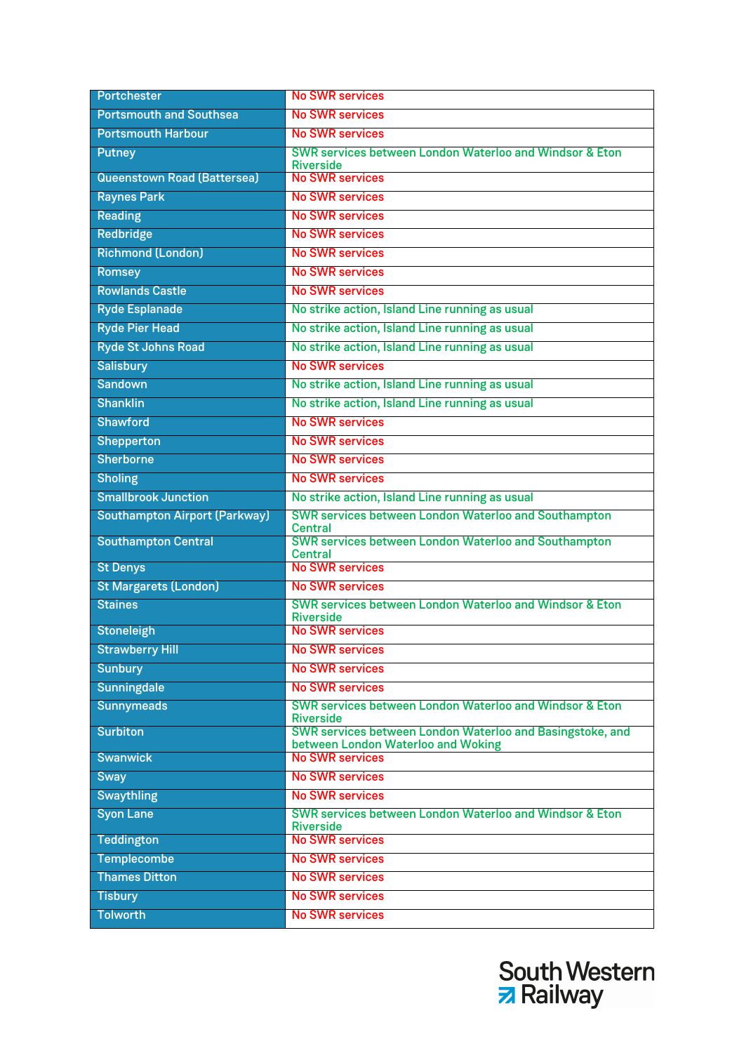| Portchester | No SWR services |
|---|---|
| Portsmouth and Southsea | No SWR services |
| Portsmouth Harbour | No SWR services |
| Putney | SWR services between London Waterloo and Windsor & Eton Riverside |
| Queenstown Road (Battersea) | No SWR services |
| Raynes Park | No SWR services |
| Reading | No SWR services |
| Redbridge | No SWR services |
| Richmond (London) | No SWR services |
| Romsey | No SWR services |
| Rowlands Castle | No SWR services |
| Ryde Esplanade | No strike action, Island Line running as usual |
| Ryde Pier Head | No strike action, Island Line running as usual |
| Ryde St Johns Road | No strike action, Island Line running as usual |
| Salisbury | No SWR services |
| Sandown | No strike action, Island Line running as usual |
| Shanklin | No strike action, Island Line running as usual |
| Shawford | No SWR services |
| Shepperton | No SWR services |
| Sherborne | No SWR services |
| Sholing | No SWR services |
| Smallbrook Junction | No strike action, Island Line running as usual |
| Southampton Airport (Parkway) | SWR services between London Waterloo and Southampton Central |
| Southampton Central | SWR services between London Waterloo and Southampton Central |
| St Denys | No SWR services |
| St Margarets (London) | No SWR services |
| Staines | SWR services between London Waterloo and Windsor & Eton Riverside |
| Stoneleigh | No SWR services |
| Strawberry Hill | No SWR services |
| Sunbury | No SWR services |
| Sunningdale | No SWR services |
| Sunnymeads | SWR services between London Waterloo and Windsor & Eton Riverside |
| Surbiton | SWR services between London Waterloo and Basingstoke, and between London Waterloo and Woking |
| Swanwick | No SWR services |
| Sway | No SWR services |
| Swaythling | No SWR services |
| Syon Lane | SWR services between London Waterloo and Windsor & Eton Riverside |
| Teddington | No SWR services |
| Templecombe | No SWR services |
| Thames Ditton | No SWR services |
| Tisbury | No SWR services |
| Tolworth | No SWR services |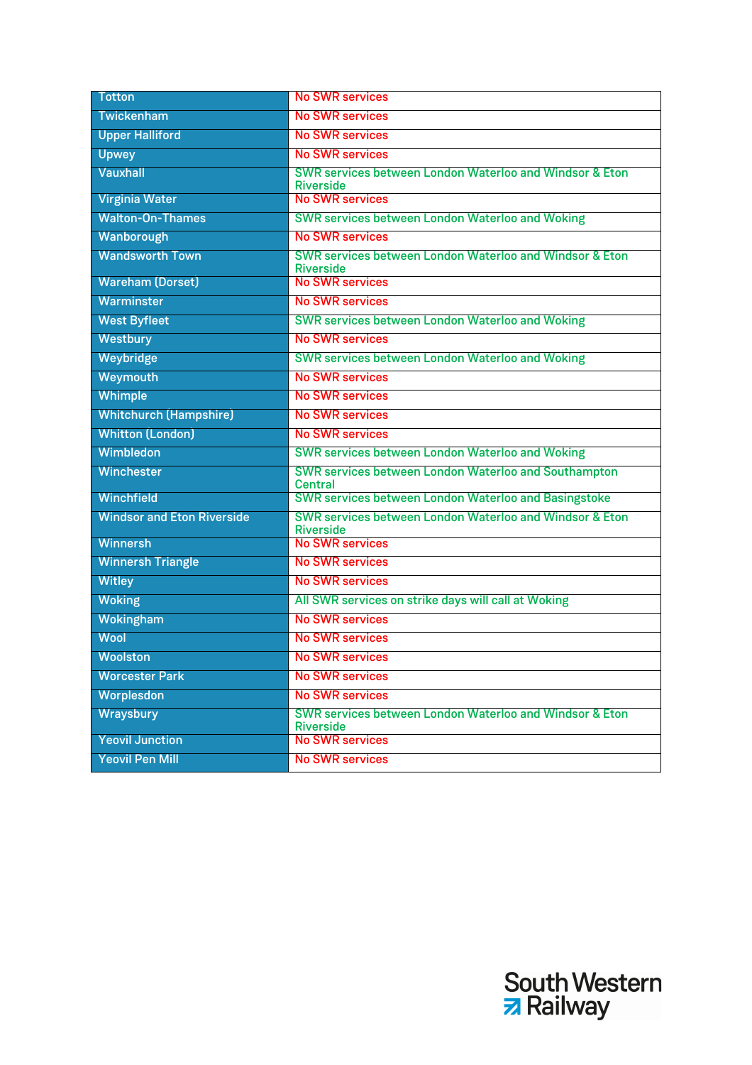| | |
|---|---|
| Totton | No SWR services |
| Twickenham | No SWR services |
| Upper Halliford | No SWR services |
| Upwey | No SWR services |
| Vauxhall | SWR services between London Waterloo and Windsor & Eton Riverside |
| Virginia Water | No SWR services |
| Walton-On-Thames | SWR services between London Waterloo and Woking |
| Wanborough | No SWR services |
| Wandsworth Town | SWR services between London Waterloo and Windsor & Eton Riverside |
| Wareham (Dorset) | No SWR services |
| Warminster | No SWR services |
| West Byfleet | SWR services between London Waterloo and Woking |
| Westbury | No SWR services |
| Weybridge | SWR services between London Waterloo and Woking |
| Weymouth | No SWR services |
| Whimple | No SWR services |
| Whitchurch (Hampshire) | No SWR services |
| Whitton (London) | No SWR services |
| Wimbledon | SWR services between London Waterloo and Woking |
| Winchester | SWR services between London Waterloo and Southampton Central |
| Winchfield | SWR services between London Waterloo and Basingstoke |
| Windsor and Eton Riverside | SWR services between London Waterloo and Windsor & Eton Riverside |
| Winnersh | No SWR services |
| Winnersh Triangle | No SWR services |
| Witley | No SWR services |
| Woking | All SWR services on strike days will call at Woking |
| Wokingham | No SWR services |
| Wool | No SWR services |
| Woolston | No SWR services |
| Worcester Park | No SWR services |
| Worplesdon | No SWR services |
| Wraysbury | SWR services between London Waterloo and Windsor & Eton Riverside |
| Yeovil Junction | No SWR services |
| Yeovil Pen Mill | No SWR services |

South Western Railway